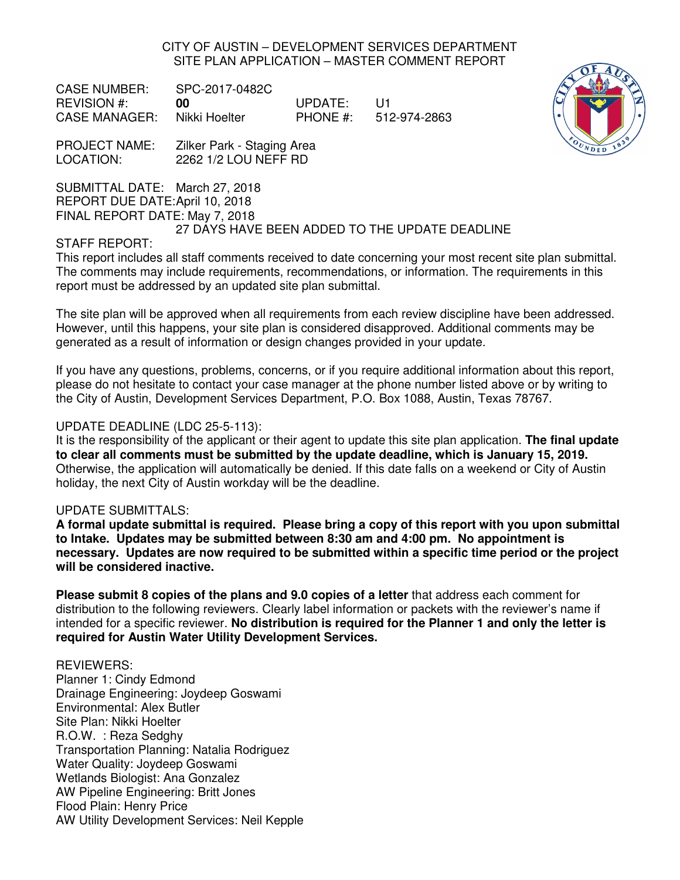CITY OF AUSTIN – DEVELOPMENT SERVICES DEPARTMENT
SITE PLAN APPLICATION – MASTER COMMENT REPORT

CASE NUMBER: SPC-2017-0482C
REVISION #: **00** UPDATE: U1
CASE MANAGER: Nikki Hoelter PHONE #: 512-974-2863

PROJECT NAME: Zilker Park - Staging Area
LOCATION: 2262 1/2 LOU NEFF RD

SUBMITTAL DATE: March 27, 2018
REPORT DUE DATE: April 10, 2018
FINAL REPORT DATE: May 7, 2018
27 DAYS HAVE BEEN ADDED TO THE UPDATE DEADLINE

STAFF REPORT:
This report includes all staff comments received to date concerning your most recent site plan submittal. The comments may include requirements, recommendations, or information. The requirements in this report must be addressed by an updated site plan submittal.

The site plan will be approved when all requirements from each review discipline have been addressed. However, until this happens, your site plan is considered disapproved. Additional comments may be generated as a result of information or design changes provided in your update.

If you have any questions, problems, concerns, or if you require additional information about this report, please do not hesitate to contact your case manager at the phone number listed above or by writing to the City of Austin, Development Services Department, P.O. Box 1088, Austin, Texas 78767.

UPDATE DEADLINE (LDC 25-5-113):
It is the responsibility of the applicant or their agent to update this site plan application. **The final update to clear all comments must be submitted by the update deadline, which is January 15, 2019.** Otherwise, the application will automatically be denied. If this date falls on a weekend or City of Austin holiday, the next City of Austin workday will be the deadline.

UPDATE SUBMITTALS:
**A formal update submittal is required. Please bring a copy of this report with you upon submittal to Intake. Updates may be submitted between 8:30 am and 4:00 pm. No appointment is necessary. Updates are now required to be submitted within a specific time period or the project will be considered inactive.**

**Please submit 8 copies of the plans and 9.0 copies of a letter** that address each comment for distribution to the following reviewers. Clearly label information or packets with the reviewer's name if intended for a specific reviewer. **No distribution is required for the Planner 1 and only the letter is required for Austin Water Utility Development Services.**

REVIEWERS:
Planner 1: Cindy Edmond
Drainage Engineering: Joydeep Goswami
Environmental: Alex Butler
Site Plan: Nikki Hoelter
R.O.W. : Reza Sedghy
Transportation Planning: Natalia Rodriguez
Water Quality: Joydeep Goswami
Wetlands Biologist: Ana Gonzalez
AW Pipeline Engineering: Britt Jones
Flood Plain: Henry Price
AW Utility Development Services: Neil Kepple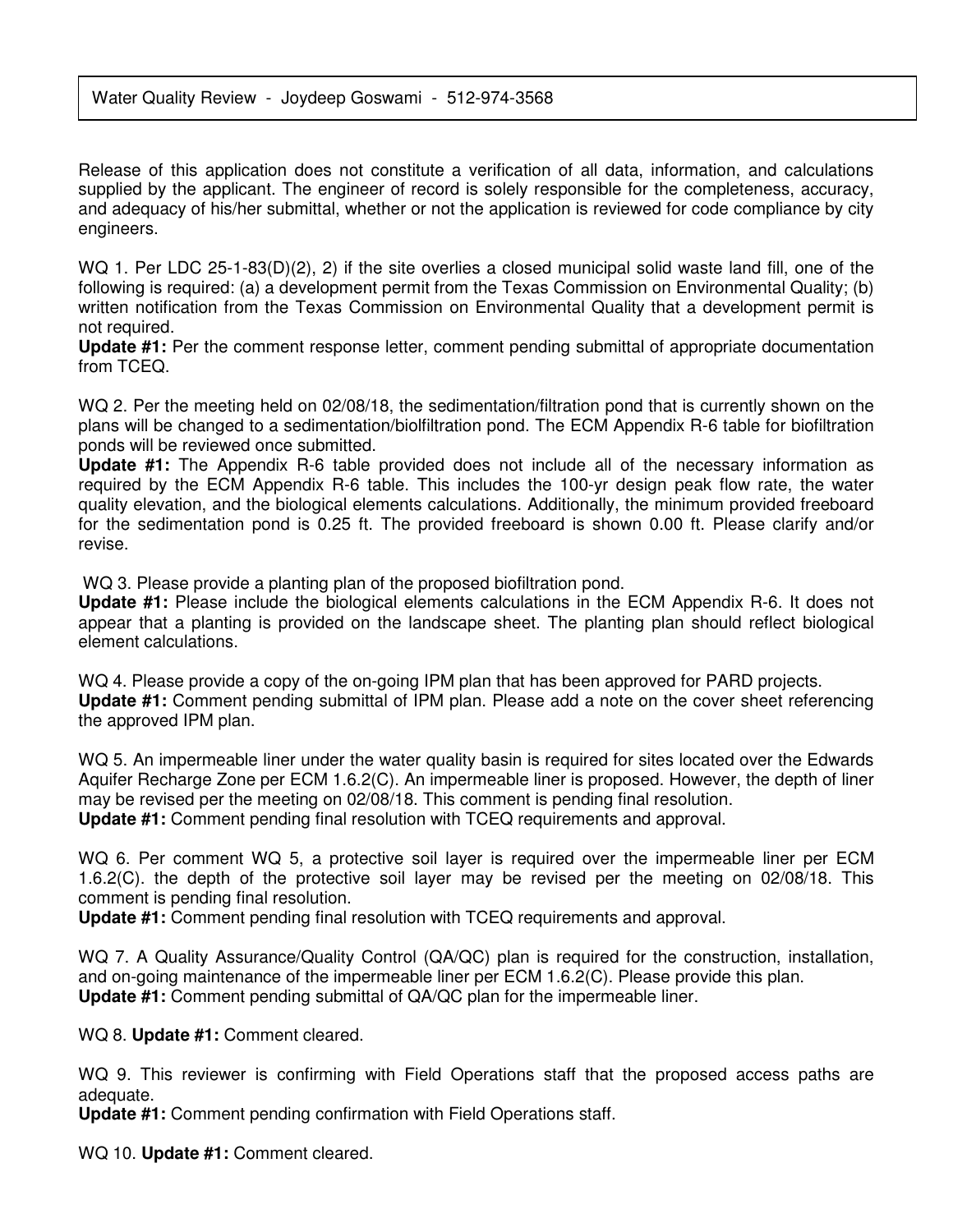Water Quality Review - Joydeep Goswami - 512-974-3568

Release of this application does not constitute a verification of all data, information, and calculations supplied by the applicant. The engineer of record is solely responsible for the completeness, accuracy, and adequacy of his/her submittal, whether or not the application is reviewed for code compliance by city engineers.

WQ 1. Per LDC 25-1-83(D)(2), 2) if the site overlies a closed municipal solid waste land fill, one of the following is required: (a) a development permit from the Texas Commission on Environmental Quality; (b) written notification from the Texas Commission on Environmental Quality that a development permit is not required.
**Update #1:** Per the comment response letter, comment pending submittal of appropriate documentation from TCEQ.

WQ 2. Per the meeting held on 02/08/18, the sedimentation/filtration pond that is currently shown on the plans will be changed to a sedimentation/biolfiltration pond. The ECM Appendix R-6 table for biofiltration ponds will be reviewed once submitted.
**Update #1:** The Appendix R-6 table provided does not include all of the necessary information as required by the ECM Appendix R-6 table. This includes the 100-yr design peak flow rate, the water quality elevation, and the biological elements calculations. Additionally, the minimum provided freeboard for the sedimentation pond is 0.25 ft. The provided freeboard is shown 0.00 ft. Please clarify and/or revise.

WQ 3. Please provide a planting plan of the proposed biofiltration pond.
**Update #1:** Please include the biological elements calculations in the ECM Appendix R-6. It does not appear that a planting is provided on the landscape sheet. The planting plan should reflect biological element calculations.

WQ 4. Please provide a copy of the on-going IPM plan that has been approved for PARD projects.
**Update #1:** Comment pending submittal of IPM plan. Please add a note on the cover sheet referencing the approved IPM plan.

WQ 5. An impermeable liner under the water quality basin is required for sites located over the Edwards Aquifer Recharge Zone per ECM 1.6.2(C). An impermeable liner is proposed. However, the depth of liner may be revised per the meeting on 02/08/18. This comment is pending final resolution.
**Update #1:** Comment pending final resolution with TCEQ requirements and approval.

WQ 6. Per comment WQ 5, a protective soil layer is required over the impermeable liner per ECM 1.6.2(C). the depth of the protective soil layer may be revised per the meeting on 02/08/18. This comment is pending final resolution.
**Update #1:** Comment pending final resolution with TCEQ requirements and approval.

WQ 7. A Quality Assurance/Quality Control (QA/QC) plan is required for the construction, installation, and on-going maintenance of the impermeable liner per ECM 1.6.2(C). Please provide this plan.
**Update #1:** Comment pending submittal of QA/QC plan for the impermeable liner.

WQ 8. **Update #1:** Comment cleared.

WQ 9. This reviewer is confirming with Field Operations staff that the proposed access paths are adequate.
**Update #1:** Comment pending confirmation with Field Operations staff.

WQ 10. **Update #1:** Comment cleared.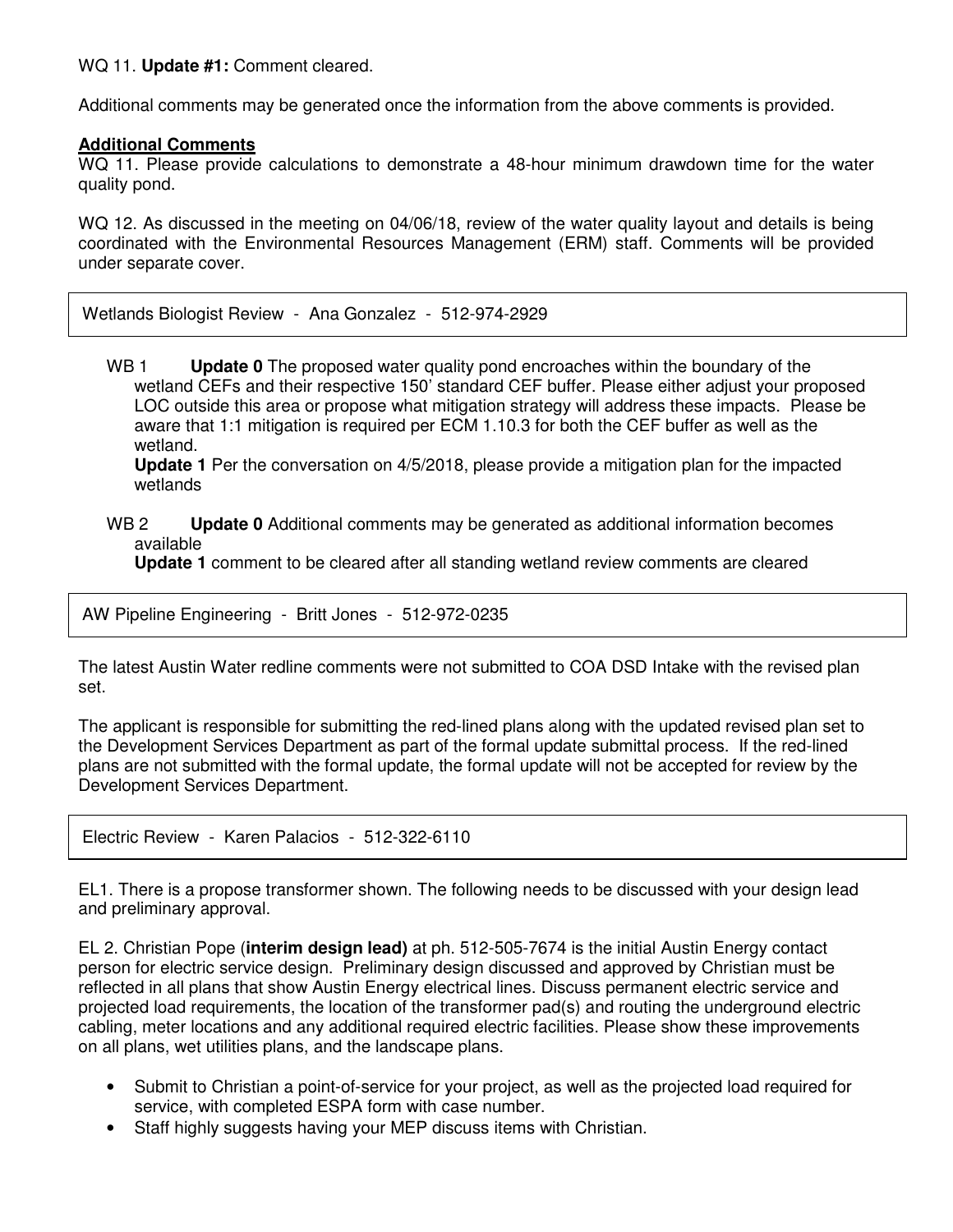WQ 11. **Update #1:** Comment cleared.

Additional comments may be generated once the information from the above comments is provided.

**Additional Comments**

WQ 11. Please provide calculations to demonstrate a 48-hour minimum drawdown time for the water quality pond.

WQ 12. As discussed in the meeting on 04/06/18, review of the water quality layout and details is being coordinated with the Environmental Resources Management (ERM) staff. Comments will be provided under separate cover.

Wetlands Biologist Review - Ana Gonzalez - 512-974-2929

WB 1 **Update 0** The proposed water quality pond encroaches within the boundary of the wetland CEFs and their respective 150' standard CEF buffer. Please either adjust your proposed LOC outside this area or propose what mitigation strategy will address these impacts. Please be aware that 1:1 mitigation is required per ECM 1.10.3 for both the CEF buffer as well as the wetland.
**Update 1** Per the conversation on 4/5/2018, please provide a mitigation plan for the impacted wetlands

WB 2 **Update 0** Additional comments may be generated as additional information becomes available
**Update 1** comment to be cleared after all standing wetland review comments are cleared

AW Pipeline Engineering - Britt Jones - 512-972-0235

The latest Austin Water redline comments were not submitted to COA DSD Intake with the revised plan set.

The applicant is responsible for submitting the red-lined plans along with the updated revised plan set to the Development Services Department as part of the formal update submittal process. If the red-lined plans are not submitted with the formal update, the formal update will not be accepted for review by the Development Services Department.

Electric Review - Karen Palacios - 512-322-6110

EL1. There is a propose transformer shown. The following needs to be discussed with your design lead and preliminary approval.

EL 2. Christian Pope (**interim design lead)** at ph. 512-505-7674 is the initial Austin Energy contact person for electric service design. Preliminary design discussed and approved by Christian must be reflected in all plans that show Austin Energy electrical lines. Discuss permanent electric service and projected load requirements, the location of the transformer pad(s) and routing the underground electric cabling, meter locations and any additional required electric facilities. Please show these improvements on all plans, wet utilities plans, and the landscape plans.

- Submit to Christian a point-of-service for your project, as well as the projected load required for service, with completed ESPA form with case number.
- Staff highly suggests having your MEP discuss items with Christian.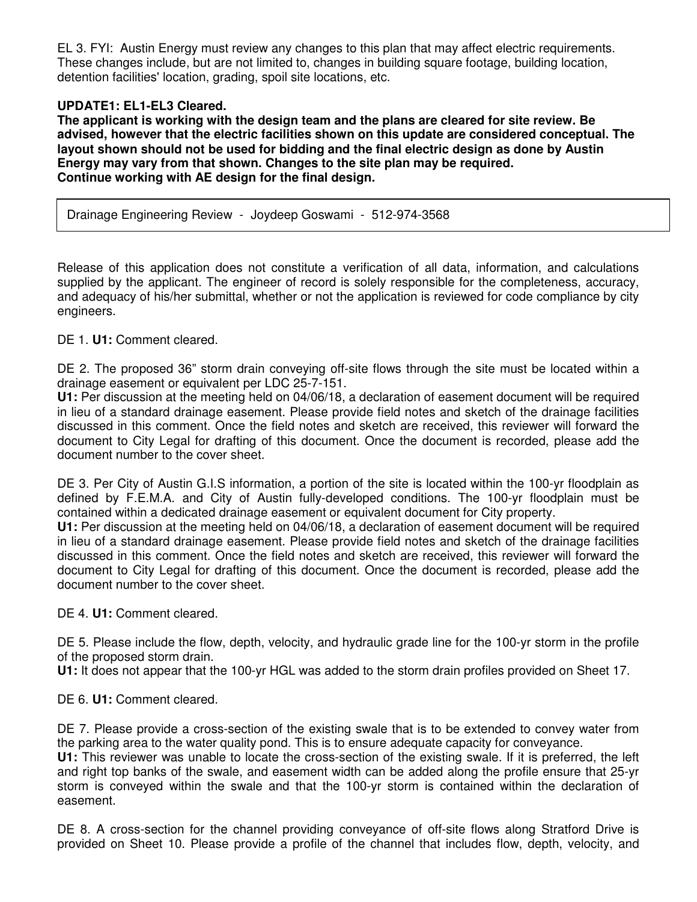EL 3. FYI: Austin Energy must review any changes to this plan that may affect electric requirements. These changes include, but are not limited to, changes in building square footage, building location, detention facilities' location, grading, spoil site locations, etc.

**UPDATE1: EL1-EL3 Cleared.**
**The applicant is working with the design team and the plans are cleared for site review. Be advised, however that the electric facilities shown on this update are considered conceptual. The layout shown should not be used for bidding and the final electric design as done by Austin Energy may vary from that shown. Changes to the site plan may be required.**
**Continue working with AE design for the final design.**

## Drainage Engineering Review - Joydeep Goswami - 512-974-3568

Release of this application does not constitute a verification of all data, information, and calculations supplied by the applicant. The engineer of record is solely responsible for the completeness, accuracy, and adequacy of his/her submittal, whether or not the application is reviewed for code compliance by city engineers.

DE 1. **U1:** Comment cleared.

DE 2. The proposed 36" storm drain conveying off-site flows through the site must be located within a drainage easement or equivalent per LDC 25-7-151.
**U1:** Per discussion at the meeting held on 04/06/18, a declaration of easement document will be required in lieu of a standard drainage easement. Please provide field notes and sketch of the drainage facilities discussed in this comment. Once the field notes and sketch are received, this reviewer will forward the document to City Legal for drafting of this document. Once the document is recorded, please add the document number to the cover sheet.

DE 3. Per City of Austin G.I.S information, a portion of the site is located within the 100-yr floodplain as defined by F.E.M.A. and City of Austin fully-developed conditions. The 100-yr floodplain must be contained within a dedicated drainage easement or equivalent document for City property.
**U1:** Per discussion at the meeting held on 04/06/18, a declaration of easement document will be required in lieu of a standard drainage easement. Please provide field notes and sketch of the drainage facilities discussed in this comment. Once the field notes and sketch are received, this reviewer will forward the document to City Legal for drafting of this document. Once the document is recorded, please add the document number to the cover sheet.

DE 4. **U1:** Comment cleared.

DE 5. Please include the flow, depth, velocity, and hydraulic grade line for the 100-yr storm in the profile of the proposed storm drain.
**U1:** It does not appear that the 100-yr HGL was added to the storm drain profiles provided on Sheet 17.

DE 6. **U1:** Comment cleared.

DE 7. Please provide a cross-section of the existing swale that is to be extended to convey water from the parking area to the water quality pond. This is to ensure adequate capacity for conveyance.
**U1:** This reviewer was unable to locate the cross-section of the existing swale. If it is preferred, the left and right top banks of the swale, and easement width can be added along the profile ensure that 25-yr storm is conveyed within the swale and that the 100-yr storm is contained within the declaration of easement.

DE 8. A cross-section for the channel providing conveyance of off-site flows along Stratford Drive is provided on Sheet 10. Please provide a profile of the channel that includes flow, depth, velocity, and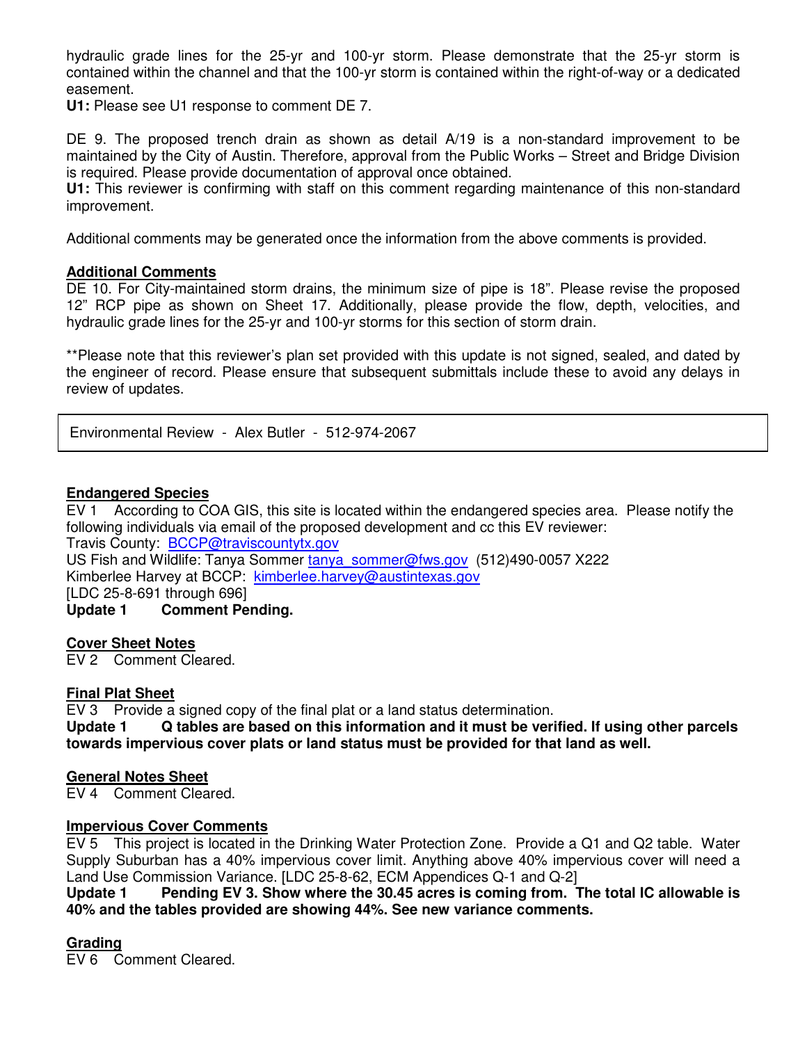hydraulic grade lines for the 25-yr and 100-yr storm. Please demonstrate that the 25-yr storm is contained within the channel and that the 100-yr storm is contained within the right-of-way or a dedicated easement.
**U1:** Please see U1 response to comment DE 7.

DE 9. The proposed trench drain as shown as detail A/19 is a non-standard improvement to be maintained by the City of Austin. Therefore, approval from the Public Works – Street and Bridge Division is required. Please provide documentation of approval once obtained.
**U1:** This reviewer is confirming with staff on this comment regarding maintenance of this non-standard improvement.

Additional comments may be generated once the information from the above comments is provided.

**Additional Comments**
DE 10. For City-maintained storm drains, the minimum size of pipe is 18". Please revise the proposed 12" RCP pipe as shown on Sheet 17. Additionally, please provide the flow, depth, velocities, and hydraulic grade lines for the 25-yr and 100-yr storms for this section of storm drain.

**Please note that this reviewer's plan set provided with this update is not signed, sealed, and dated by the engineer of record. Please ensure that subsequent submittals include these to avoid any delays in review of updates.

Environmental Review - Alex Butler - 512-974-2067

**Endangered Species**
EV 1 According to COA GIS, this site is located within the endangered species area. Please notify the following individuals via email of the proposed development and cc this EV reviewer:
Travis County: BCCP@traviscountytx.gov
US Fish and Wildlife: Tanya Sommer tanya_sommer@fws.gov (512)490-0057 X222
Kimberlee Harvey at BCCP: kimberlee.harvey@austintexas.gov
[LDC 25-8-691 through 696]
**Update 1 Comment Pending.**

**Cover Sheet Notes**
EV 2 Comment Cleared.

**Final Plat Sheet**
EV 3 Provide a signed copy of the final plat or a land status determination.
**Update 1 Q tables are based on this information and it must be verified. If using other parcels towards impervious cover plats or land status must be provided for that land as well.**

**General Notes Sheet**
EV 4 Comment Cleared.

**Impervious Cover Comments**
EV 5 This project is located in the Drinking Water Protection Zone. Provide a Q1 and Q2 table. Water Supply Suburban has a 40% impervious cover limit. Anything above 40% impervious cover will need a Land Use Commission Variance. [LDC 25-8-62, ECM Appendices Q-1 and Q-2]
**Update 1 Pending EV 3. Show where the 30.45 acres is coming from. The total IC allowable is 40% and the tables provided are showing 44%. See new variance comments.**

**Grading**
EV 6 Comment Cleared.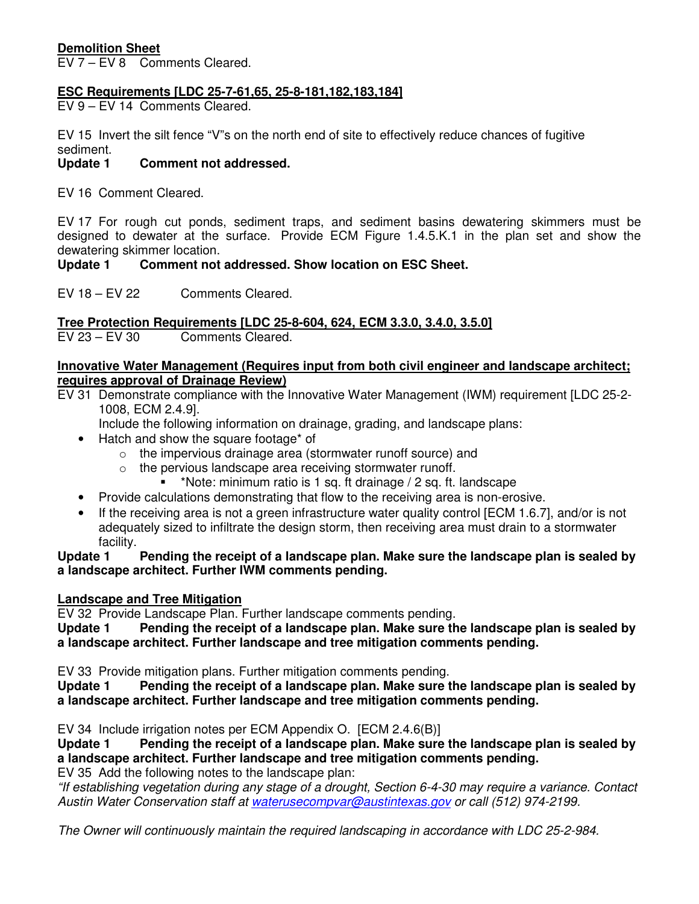**Demolition Sheet**

EV 7 – EV 8 Comments Cleared.

**ESC Requirements [LDC 25-7-61,65, 25-8-181,182,183,184]**

EV 9 – EV 14 Comments Cleared.

EV 15 Invert the silt fence "V"s on the north end of site to effectively reduce chances of fugitive sediment.

**Update 1 Comment not addressed.**

EV 16 Comment Cleared.

EV 17 For rough cut ponds, sediment traps, and sediment basins dewatering skimmers must be designed to dewater at the surface. Provide ECM Figure 1.4.5.K.1 in the plan set and show the dewatering skimmer location.

**Update 1 Comment not addressed. Show location on ESC Sheet.**

EV 18 – EV 22 Comments Cleared.

**Tree Protection Requirements [LDC 25-8-604, 624, ECM 3.3.0, 3.4.0, 3.5.0]**

EV 23 – EV 30 Comments Cleared.

**Innovative Water Management (Requires input from both civil engineer and landscape architect; requires approval of Drainage Review)**

EV 31 Demonstrate compliance with the Innovative Water Management (IWM) requirement [LDC 25-2-1008, ECM 2.4.9].

Include the following information on drainage, grading, and landscape plans:

- Hatch and show the square footage* of
  - the impervious drainage area (stormwater runoff source) and
  - the pervious landscape area receiving stormwater runoff.
    - *Note: minimum ratio is 1 sq. ft drainage / 2 sq. ft. landscape
- Provide calculations demonstrating that flow to the receiving area is non-erosive.
- If the receiving area is not a green infrastructure water quality control [ECM 1.6.7], and/or is not adequately sized to infiltrate the design storm, then receiving area must drain to a stormwater facility.

**Update 1 Pending the receipt of a landscape plan. Make sure the landscape plan is sealed by a landscape architect. Further IWM comments pending.**

**Landscape and Tree Mitigation**

EV 32 Provide Landscape Plan. Further landscape comments pending.

**Update 1 Pending the receipt of a landscape plan. Make sure the landscape plan is sealed by a landscape architect. Further landscape and tree mitigation comments pending.**

EV 33 Provide mitigation plans. Further mitigation comments pending.

**Update 1 Pending the receipt of a landscape plan. Make sure the landscape plan is sealed by a landscape architect. Further landscape and tree mitigation comments pending.**

EV 34 Include irrigation notes per ECM Appendix O. [ECM 2.4.6(B)]

**Update 1 Pending the receipt of a landscape plan. Make sure the landscape plan is sealed by a landscape architect. Further landscape and tree mitigation comments pending.**

EV 35 Add the following notes to the landscape plan:

*"If establishing vegetation during any stage of a drought, Section 6-4-30 may require a variance. Contact Austin Water Conservation staff at waterusecompvar@austintexas.gov or call (512) 974-2199.*

*The Owner will continuously maintain the required landscaping in accordance with LDC 25-2-984.*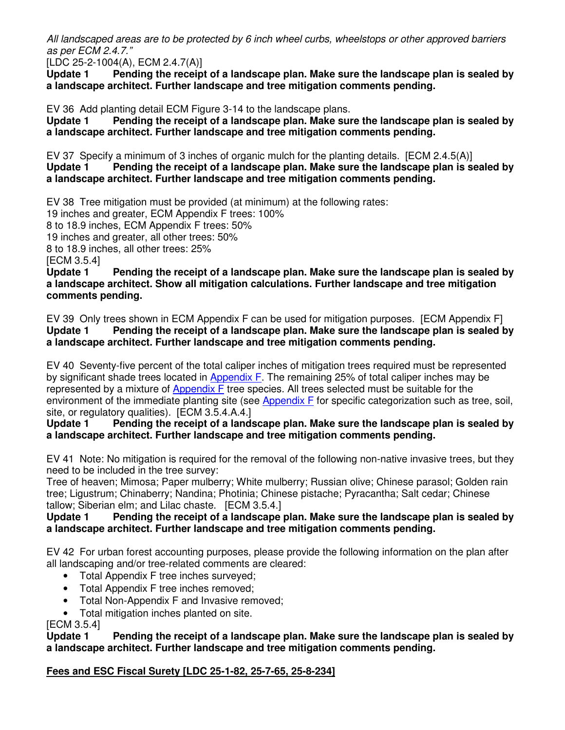*All landscaped areas are to be protected by 6 inch wheel curbs, wheelstops or other approved barriers as per ECM 2.4.7."*
[LDC 25-2-1004(A), ECM 2.4.7(A)]
**Update 1 Pending the receipt of a landscape plan. Make sure the landscape plan is sealed by a landscape architect. Further landscape and tree mitigation comments pending.**

EV 36 Add planting detail ECM Figure 3-14 to the landscape plans.
**Update 1 Pending the receipt of a landscape plan. Make sure the landscape plan is sealed by a landscape architect. Further landscape and tree mitigation comments pending.**

EV 37 Specify a minimum of 3 inches of organic mulch for the planting details. [ECM 2.4.5(A)]
**Update 1 Pending the receipt of a landscape plan. Make sure the landscape plan is sealed by a landscape architect. Further landscape and tree mitigation comments pending.**

EV 38 Tree mitigation must be provided (at minimum) at the following rates:
19 inches and greater, ECM Appendix F trees: 100%
8 to 18.9 inches, ECM Appendix F trees: 50%
19 inches and greater, all other trees: 50%
8 to 18.9 inches, all other trees: 25%
[ECM 3.5.4]
**Update 1 Pending the receipt of a landscape plan. Make sure the landscape plan is sealed by a landscape architect. Show all mitigation calculations. Further landscape and tree mitigation comments pending.**

EV 39 Only trees shown in ECM Appendix F can be used for mitigation purposes. [ECM Appendix F]
**Update 1 Pending the receipt of a landscape plan. Make sure the landscape plan is sealed by a landscape architect. Further landscape and tree mitigation comments pending.**

EV 40 Seventy-five percent of the total caliper inches of mitigation trees required must be represented by significant shade trees located in Appendix F. The remaining 25% of total caliper inches may be represented by a mixture of Appendix F tree species. All trees selected must be suitable for the environment of the immediate planting site (see Appendix F for specific categorization such as tree, soil, site, or regulatory qualities). [ECM 3.5.4.A.4.]
**Update 1 Pending the receipt of a landscape plan. Make sure the landscape plan is sealed by a landscape architect. Further landscape and tree mitigation comments pending.**

EV 41 Note: No mitigation is required for the removal of the following non-native invasive trees, but they need to be included in the tree survey:
Tree of heaven; Mimosa; Paper mulberry; White mulberry; Russian olive; Chinese parasol; Golden rain tree; Ligustrum; Chinaberry; Nandina; Photinia; Chinese pistache; Pyracantha; Salt cedar; Chinese tallow; Siberian elm; and Lilac chaste. [ECM 3.5.4.]
**Update 1 Pending the receipt of a landscape plan. Make sure the landscape plan is sealed by a landscape architect. Further landscape and tree mitigation comments pending.**

EV 42 For urban forest accounting purposes, please provide the following information on the plan after all landscaping and/or tree-related comments are cleared:

- Total Appendix F tree inches surveyed;
- Total Appendix F tree inches removed;
- Total Non-Appendix F and Invasive removed;
- Total mitigation inches planted on site.

[ECM 3.5.4]
**Update 1 Pending the receipt of a landscape plan. Make sure the landscape plan is sealed by a landscape architect. Further landscape and tree mitigation comments pending.**

**<u>Fees and ESC Fiscal Surety [LDC 25-1-82, 25-7-65, 25-8-234]</u>**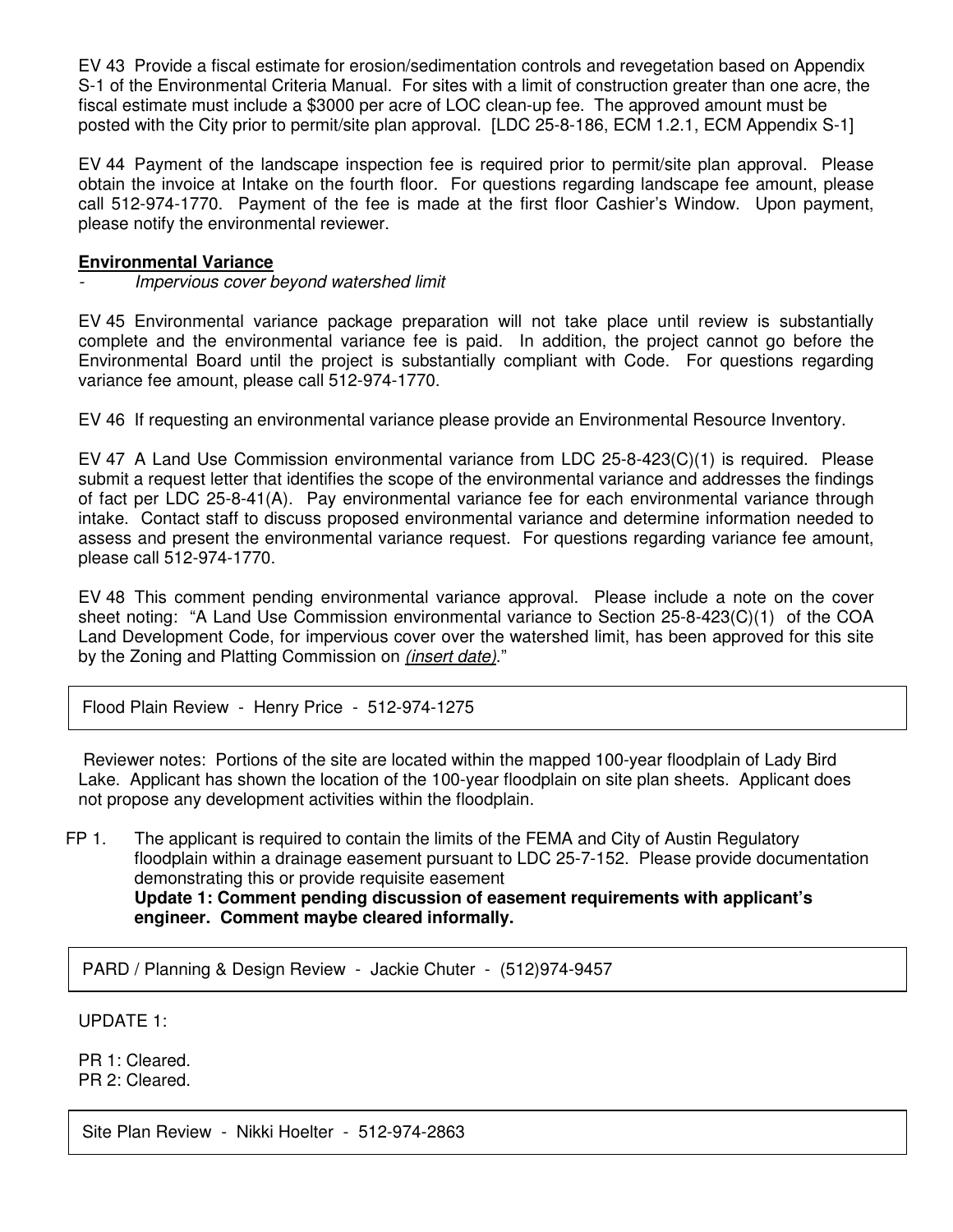EV 43 Provide a fiscal estimate for erosion/sedimentation controls and revegetation based on Appendix S-1 of the Environmental Criteria Manual. For sites with a limit of construction greater than one acre, the fiscal estimate must include a $3000 per acre of LOC clean-up fee. The approved amount must be posted with the City prior to permit/site plan approval. [LDC 25-8-186, ECM 1.2.1, ECM Appendix S-1]

EV 44 Payment of the landscape inspection fee is required prior to permit/site plan approval. Please obtain the invoice at Intake on the fourth floor. For questions regarding landscape fee amount, please call 512-974-1770. Payment of the fee is made at the first floor Cashier's Window. Upon payment, please notify the environmental reviewer.

**Environmental Variance**

- *Impervious cover beyond watershed limit*

EV 45 Environmental variance package preparation will not take place until review is substantially complete and the environmental variance fee is paid. In addition, the project cannot go before the Environmental Board until the project is substantially compliant with Code. For questions regarding variance fee amount, please call 512-974-1770.

EV 46 If requesting an environmental variance please provide an Environmental Resource Inventory.

EV 47 A Land Use Commission environmental variance from LDC 25-8-423(C)(1) is required. Please submit a request letter that identifies the scope of the environmental variance and addresses the findings of fact per LDC 25-8-41(A). Pay environmental variance fee for each environmental variance through intake. Contact staff to discuss proposed environmental variance and determine information needed to assess and present the environmental variance request. For questions regarding variance fee amount, please call 512-974-1770.

EV 48 This comment pending environmental variance approval. Please include a note on the cover sheet noting: "A Land Use Commission environmental variance to Section 25-8-423(C)(1) of the COA Land Development Code, for impervious cover over the watershed limit, has been approved for this site by the Zoning and Platting Commission on *(insert date)*."

Flood Plain Review - Henry Price - 512-974-1275

Reviewer notes: Portions of the site are located within the mapped 100-year floodplain of Lady Bird Lake. Applicant has shown the location of the 100-year floodplain on site plan sheets. Applicant does not propose any development activities within the floodplain.

FP 1. The applicant is required to contain the limits of the FEMA and City of Austin Regulatory floodplain within a drainage easement pursuant to LDC 25-7-152. Please provide documentation demonstrating this or provide requisite easement
**Update 1: Comment pending discussion of easement requirements with applicant's engineer. Comment maybe cleared informally.**

PARD / Planning & Design Review - Jackie Chuter - (512)974-9457

UPDATE 1:

PR 1: Cleared.
PR 2: Cleared.

Site Plan Review - Nikki Hoelter - 512-974-2863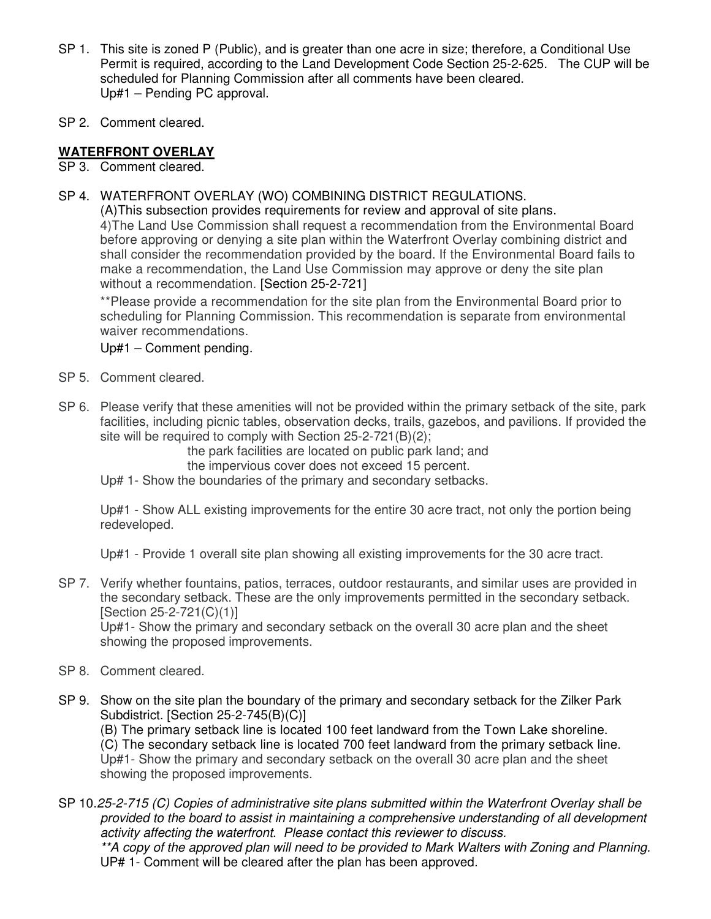SP 1. This site is zoned P (Public), and is greater than one acre in size; therefore, a Conditional Use Permit is required, according to the Land Development Code Section 25-2-625. The CUP will be scheduled for Planning Commission after all comments have been cleared.
Up#1 – Pending PC approval.

SP 2. Comment cleared.

**WATERFRONT OVERLAY**

SP 3. Comment cleared.

SP 4. WATERFRONT OVERLAY (WO) COMBINING DISTRICT REGULATIONS.
(A)This subsection provides requirements for review and approval of site plans.
4)The Land Use Commission shall request a recommendation from the Environmental Board before approving or denying a site plan within the Waterfront Overlay combining district and shall consider the recommendation provided by the board. If the Environmental Board fails to make a recommendation, the Land Use Commission may approve or deny the site plan without a recommendation. [Section 25-2-721]

\*\*Please provide a recommendation for the site plan from the Environmental Board prior to scheduling for Planning Commission. This recommendation is separate from environmental waiver recommendations.

Up#1 – Comment pending.

SP 5. Comment cleared.

SP 6. Please verify that these amenities will not be provided within the primary setback of the site, park facilities, including picnic tables, observation decks, trails, gazebos, and pavilions. If provided the site will be required to comply with Section 25-2-721(B)(2);
the park facilities are located on public park land; and
the impervious cover does not exceed 15 percent.
Up# 1- Show the boundaries of the primary and secondary setbacks.

Up#1 - Show ALL existing improvements for the entire 30 acre tract, not only the portion being redeveloped.

Up#1 - Provide 1 overall site plan showing all existing improvements for the 30 acre tract.

SP 7. Verify whether fountains, patios, terraces, outdoor restaurants, and similar uses are provided in the secondary setback. These are the only improvements permitted in the secondary setback. [Section 25-2-721(C)(1)]
Up#1- Show the primary and secondary setback on the overall 30 acre plan and the sheet showing the proposed improvements.

SP 8. Comment cleared.

SP 9. Show on the site plan the boundary of the primary and secondary setback for the Zilker Park Subdistrict. [Section 25-2-745(B)(C)]
(B) The primary setback line is located 100 feet landward from the Town Lake shoreline.
(C) The secondary setback line is located 700 feet landward from the primary setback line.
Up#1- Show the primary and secondary setback on the overall 30 acre plan and the sheet showing the proposed improvements.

SP 10. *25-2-715 (C) Copies of administrative site plans submitted within the Waterfront Overlay shall be provided to the board to assist in maintaining a comprehensive understanding of all development activity affecting the waterfront. Please contact this reviewer to discuss.*
*\*\*A copy of the approved plan will need to be provided to Mark Walters with Zoning and Planning.*
UP# 1- Comment will be cleared after the plan has been approved.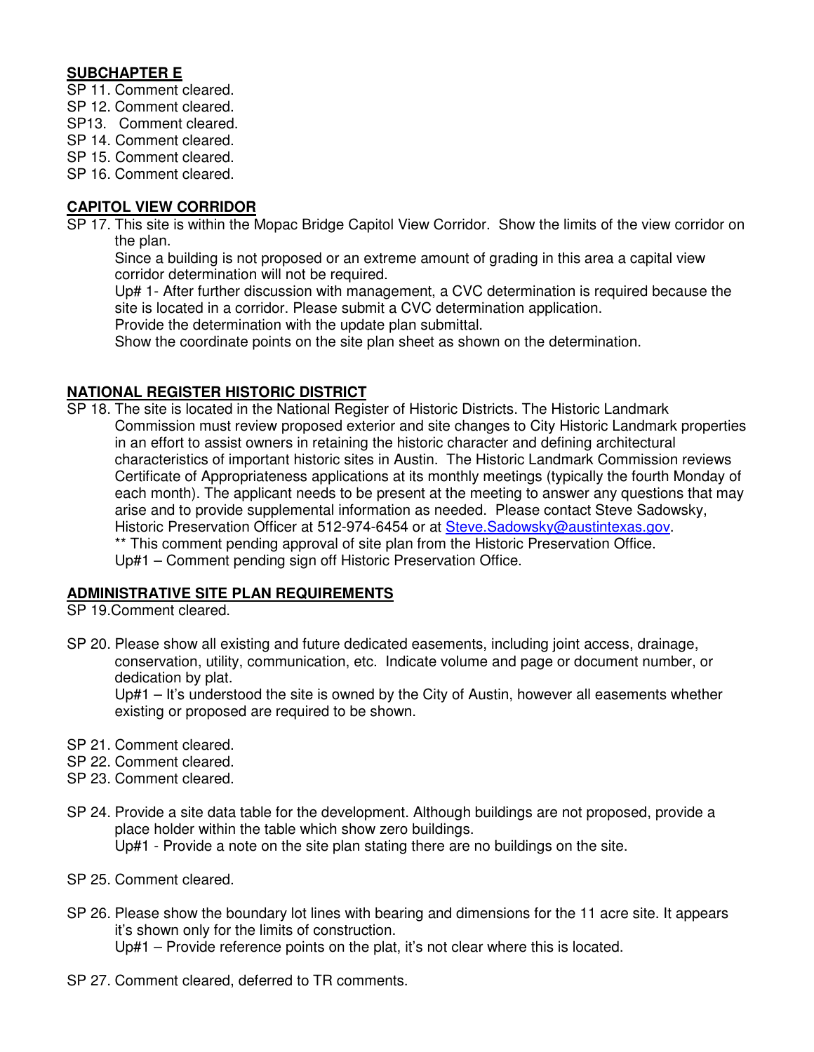**SUBCHAPTER E**

SP 11. Comment cleared.
SP 12. Comment cleared.
SP13. Comment cleared.
SP 14. Comment cleared.
SP 15. Comment cleared.
SP 16. Comment cleared.

**CAPITOL VIEW CORRIDOR**

SP 17. This site is within the Mopac Bridge Capitol View Corridor. Show the limits of the view corridor on the plan.
Since a building is not proposed or an extreme amount of grading in this area a capital view corridor determination will not be required.
Up# 1- After further discussion with management, a CVC determination is required because the site is located in a corridor. Please submit a CVC determination application.
Provide the determination with the update plan submittal.
Show the coordinate points on the site plan sheet as shown on the determination.

**NATIONAL REGISTER HISTORIC DISTRICT**

SP 18. The site is located in the National Register of Historic Districts. The Historic Landmark Commission must review proposed exterior and site changes to City Historic Landmark properties in an effort to assist owners in retaining the historic character and defining architectural characteristics of important historic sites in Austin. The Historic Landmark Commission reviews Certificate of Appropriateness applications at its monthly meetings (typically the fourth Monday of each month). The applicant needs to be present at the meeting to answer any questions that may arise and to provide supplemental information as needed. Please contact Steve Sadowsky, Historic Preservation Officer at 512-974-6454 or at Steve.Sadowsky@austintexas.gov.
** This comment pending approval of site plan from the Historic Preservation Office.
Up#1 – Comment pending sign off Historic Preservation Office.

**ADMINISTRATIVE SITE PLAN REQUIREMENTS**

SP 19.Comment cleared.

SP 20. Please show all existing and future dedicated easements, including joint access, drainage, conservation, utility, communication, etc. Indicate volume and page or document number, or dedication by plat.
Up#1 – It's understood the site is owned by the City of Austin, however all easements whether existing or proposed are required to be shown.

SP 21. Comment cleared.
SP 22. Comment cleared.
SP 23. Comment cleared.

SP 24. Provide a site data table for the development. Although buildings are not proposed, provide a place holder within the table which show zero buildings.
Up#1 - Provide a note on the site plan stating there are no buildings on the site.

SP 25. Comment cleared.

SP 26. Please show the boundary lot lines with bearing and dimensions for the 11 acre site. It appears it's shown only for the limits of construction.
Up#1 – Provide reference points on the plat, it's not clear where this is located.

SP 27. Comment cleared, deferred to TR comments.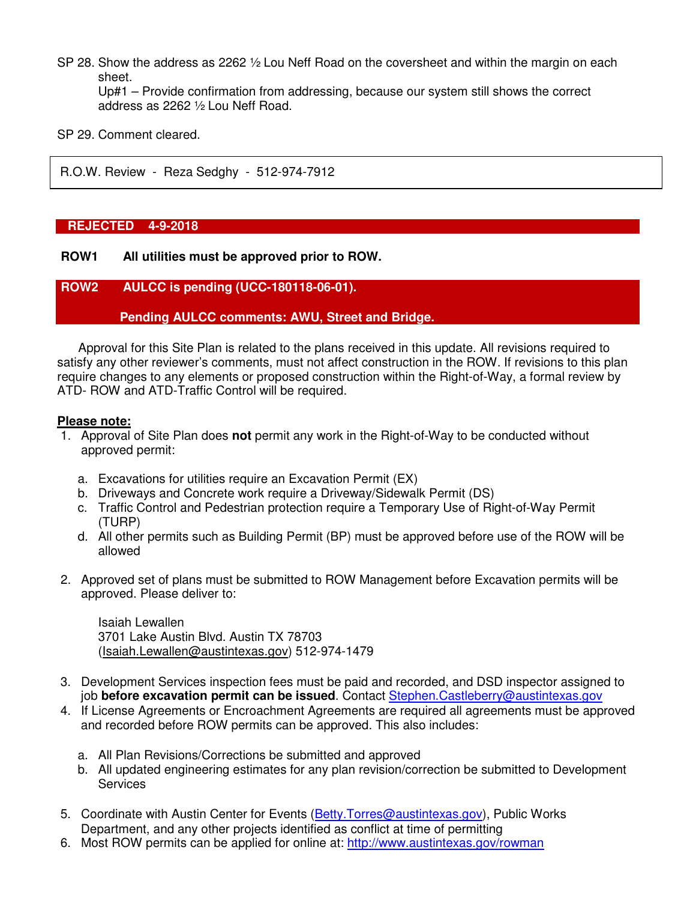SP 28. Show the address as 2262 ½ Lou Neff Road on the coversheet and within the margin on each sheet.
Up#1 – Provide confirmation from addressing, because our system still shows the correct address as 2262 ½ Lou Neff Road.

SP 29. Comment cleared.

R.O.W. Review - Reza Sedghy - 512-974-7912

**REJECTED 4-9-2018**

**ROW1 All utilities must be approved prior to ROW.**

**ROW2 AULCC is pending (UCC-180118-06-01).**

**Pending AULCC comments: AWU, Street and Bridge.**

Approval for this Site Plan is related to the plans received in this update. All revisions required to satisfy any other reviewer's comments, must not affect construction in the ROW. If revisions to this plan require changes to any elements or proposed construction within the Right-of-Way, a formal review by ATD- ROW and ATD-Traffic Control will be required.

**Please note:**

1. Approval of Site Plan does **not** permit any work in the Right-of-Way to be conducted without approved permit:

   a. Excavations for utilities require an Excavation Permit (EX)
   b. Driveways and Concrete work require a Driveway/Sidewalk Permit (DS)
   c. Traffic Control and Pedestrian protection require a Temporary Use of Right-of-Way Permit (TURP)
   d. All other permits such as Building Permit (BP) must be approved before use of the ROW will be allowed

2. Approved set of plans must be submitted to ROW Management before Excavation permits will be approved. Please deliver to:

   Isaiah Lewallen
   3701 Lake Austin Blvd. Austin TX 78703
   (Isaiah.Lewallen@austintexas.gov) 512-974-1479

3. Development Services inspection fees must be paid and recorded, and DSD inspector assigned to job **before excavation permit can be issued**. Contact Stephen.Castleberry@austintexas.gov
4. If License Agreements or Encroachment Agreements are required all agreements must be approved and recorded before ROW permits can be approved. This also includes:

   a. All Plan Revisions/Corrections be submitted and approved
   b. All updated engineering estimates for any plan revision/correction be submitted to Development Services

5. Coordinate with Austin Center for Events (Betty.Torres@austintexas.gov), Public Works Department, and any other projects identified as conflict at time of permitting
6. Most ROW permits can be applied for online at: http://www.austintexas.gov/rowman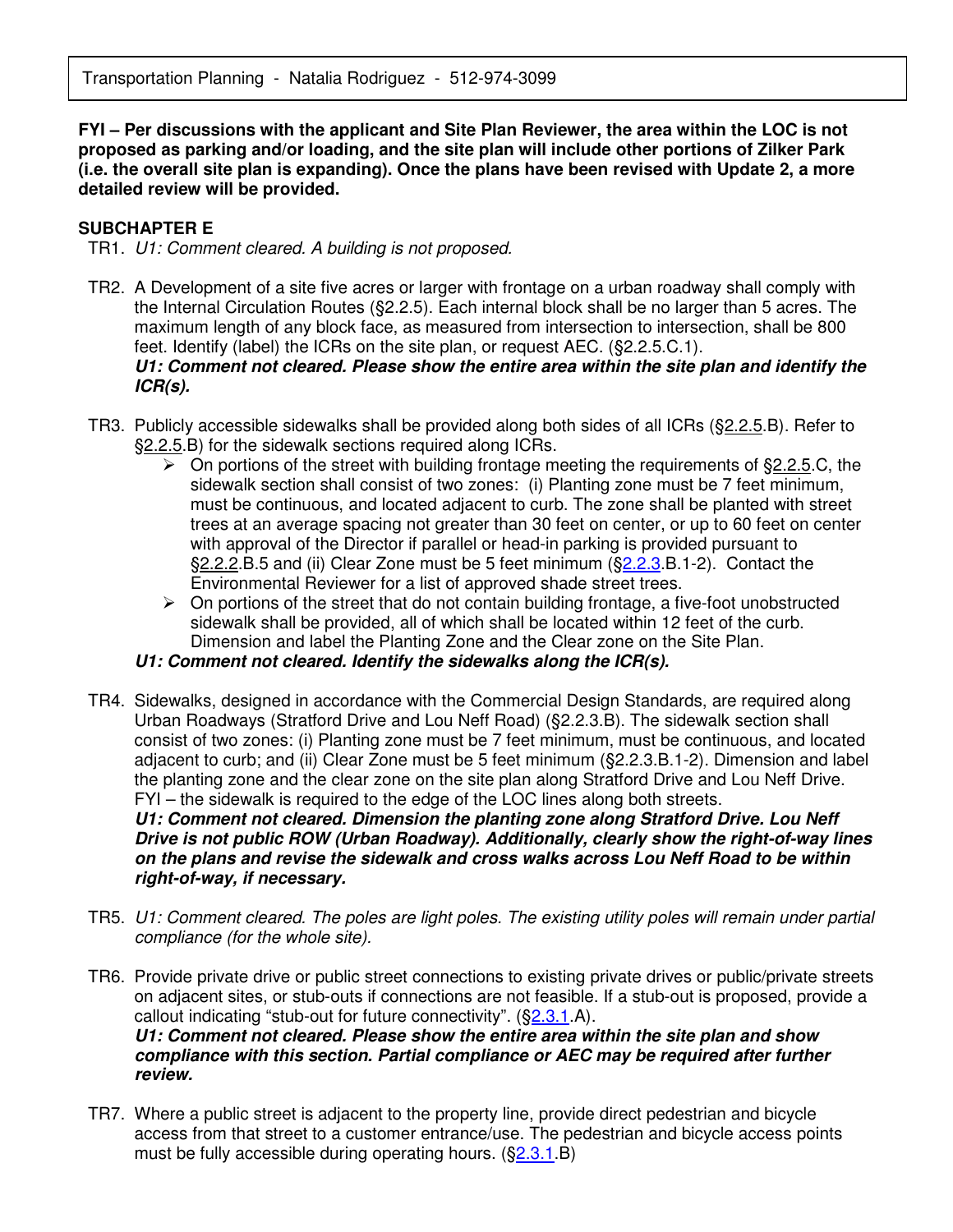Transportation Planning - Natalia Rodriguez - 512-974-3099

**FYI – Per discussions with the applicant and Site Plan Reviewer, the area within the LOC is not proposed as parking and/or loading, and the site plan will include other portions of Zilker Park (i.e. the overall site plan is expanding). Once the plans have been revised with Update 2, a more detailed review will be provided.**

**SUBCHAPTER E**

TR1. *U1: Comment cleared. A building is not proposed.*

TR2. A Development of a site five acres or larger with frontage on a urban roadway shall comply with the Internal Circulation Routes (§2.2.5). Each internal block shall be no larger than 5 acres. The maximum length of any block face, as measured from intersection to intersection, shall be 800 feet. Identify (label) the ICRs on the site plan, or request AEC. (§2.2.5.C.1).
***U1: Comment not cleared. Please show the entire area within the site plan and identify the ICR(s).***

TR3. Publicly accessible sidewalks shall be provided along both sides of all ICRs (§2.2.5.B). Refer to §2.2.5.B) for the sidewalk sections required along ICRs.

- On portions of the street with building frontage meeting the requirements of §2.2.5.C, the sidewalk section shall consist of two zones: (i) Planting zone must be 7 feet minimum, must be continuous, and located adjacent to curb. The zone shall be planted with street trees at an average spacing not greater than 30 feet on center, or up to 60 feet on center with approval of the Director if parallel or head-in parking is provided pursuant to §2.2.2.B.5 and (ii) Clear Zone must be 5 feet minimum (§2.2.3.B.1-2). Contact the Environmental Reviewer for a list of approved shade street trees.
- On portions of the street that do not contain building frontage, a five-foot unobstructed sidewalk shall be provided, all of which shall be located within 12 feet of the curb. Dimension and label the Planting Zone and the Clear zone on the Site Plan.

***U1: Comment not cleared. Identify the sidewalks along the ICR(s).***

TR4. Sidewalks, designed in accordance with the Commercial Design Standards, are required along Urban Roadways (Stratford Drive and Lou Neff Road) (§2.2.3.B). The sidewalk section shall consist of two zones: (i) Planting zone must be 7 feet minimum, must be continuous, and located adjacent to curb; and (ii) Clear Zone must be 5 feet minimum (§2.2.3.B.1-2). Dimension and label the planting zone and the clear zone on the site plan along Stratford Drive and Lou Neff Drive. FYI – the sidewalk is required to the edge of the LOC lines along both streets.
***U1: Comment not cleared. Dimension the planting zone along Stratford Drive. Lou Neff Drive is not public ROW (Urban Roadway). Additionally, clearly show the right-of-way lines on the plans and revise the sidewalk and cross walks across Lou Neff Road to be within right-of-way, if necessary.***

TR5. *U1: Comment cleared. The poles are light poles. The existing utility poles will remain under partial compliance (for the whole site).*

TR6. Provide private drive or public street connections to existing private drives or public/private streets on adjacent sites, or stub-outs if connections are not feasible. If a stub-out is proposed, provide a callout indicating "stub-out for future connectivity". (§2.3.1.A).
***U1: Comment not cleared. Please show the entire area within the site plan and show compliance with this section. Partial compliance or AEC may be required after further review.***

TR7. Where a public street is adjacent to the property line, provide direct pedestrian and bicycle access from that street to a customer entrance/use. The pedestrian and bicycle access points must be fully accessible during operating hours. (§2.3.1.B)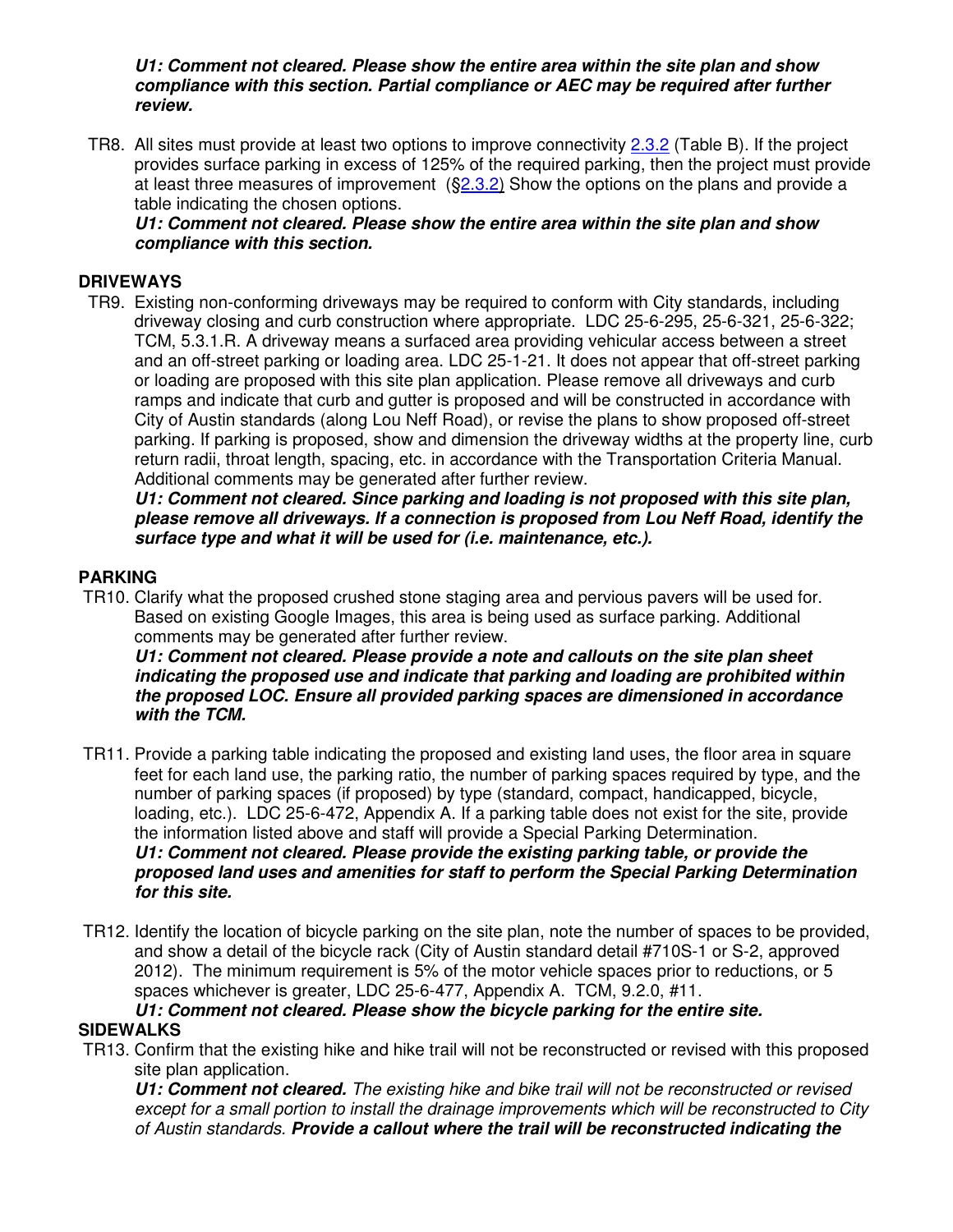***U1: Comment not cleared. Please show the entire area within the site plan and show compliance with this section. Partial compliance or AEC may be required after further review.***

TR8. All sites must provide at least two options to improve connectivity 2.3.2 (Table B). If the project provides surface parking in excess of 125% of the required parking, then the project must provide at least three measures of improvement (§2.3.2) Show the options on the plans and provide a table indicating the chosen options.
***U1: Comment not cleared. Please show the entire area within the site plan and show compliance with this section.***

## DRIVEWAYS

TR9. Existing non-conforming driveways may be required to conform with City standards, including driveway closing and curb construction where appropriate. LDC 25-6-295, 25-6-321, 25-6-322; TCM, 5.3.1.R. A driveway means a surfaced area providing vehicular access between a street and an off-street parking or loading area. LDC 25-1-21. It does not appear that off-street parking or loading are proposed with this site plan application. Please remove all driveways and curb ramps and indicate that curb and gutter is proposed and will be constructed in accordance with City of Austin standards (along Lou Neff Road), or revise the plans to show proposed off-street parking. If parking is proposed, show and dimension the driveway widths at the property line, curb return radii, throat length, spacing, etc. in accordance with the Transportation Criteria Manual. Additional comments may be generated after further review.
***U1: Comment not cleared. Since parking and loading is not proposed with this site plan, please remove all driveways. If a connection is proposed from Lou Neff Road, identify the surface type and what it will be used for (i.e. maintenance, etc.).***

## PARKING

TR10. Clarify what the proposed crushed stone staging area and pervious pavers will be used for. Based on existing Google Images, this area is being used as surface parking. Additional comments may be generated after further review.
***U1: Comment not cleared. Please provide a note and callouts on the site plan sheet indicating the proposed use and indicate that parking and loading are prohibited within the proposed LOC. Ensure all provided parking spaces are dimensioned in accordance with the TCM.***

TR11. Provide a parking table indicating the proposed and existing land uses, the floor area in square feet for each land use, the parking ratio, the number of parking spaces required by type, and the number of parking spaces (if proposed) by type (standard, compact, handicapped, bicycle, loading, etc.). LDC 25-6-472, Appendix A. If a parking table does not exist for the site, provide the information listed above and staff will provide a Special Parking Determination.
***U1: Comment not cleared. Please provide the existing parking table, or provide the proposed land uses and amenities for staff to perform the Special Parking Determination for this site.***

TR12. Identify the location of bicycle parking on the site plan, note the number of spaces to be provided, and show a detail of the bicycle rack (City of Austin standard detail #710S-1 or S-2, approved 2012). The minimum requirement is 5% of the motor vehicle spaces prior to reductions, or 5 spaces whichever is greater, LDC 25-6-477, Appendix A. TCM, 9.2.0, #11.
***U1: Comment not cleared. Please show the bicycle parking for the entire site.***

## SIDEWALKS

TR13. Confirm that the existing hike and hike trail will not be reconstructed or revised with this proposed site plan application.
***U1: Comment not cleared.*** *The existing hike and bike trail will not be reconstructed or revised except for a small portion to install the drainage improvements which will be reconstructed to City of Austin standards.* ***Provide a callout where the trail will be reconstructed indicating the***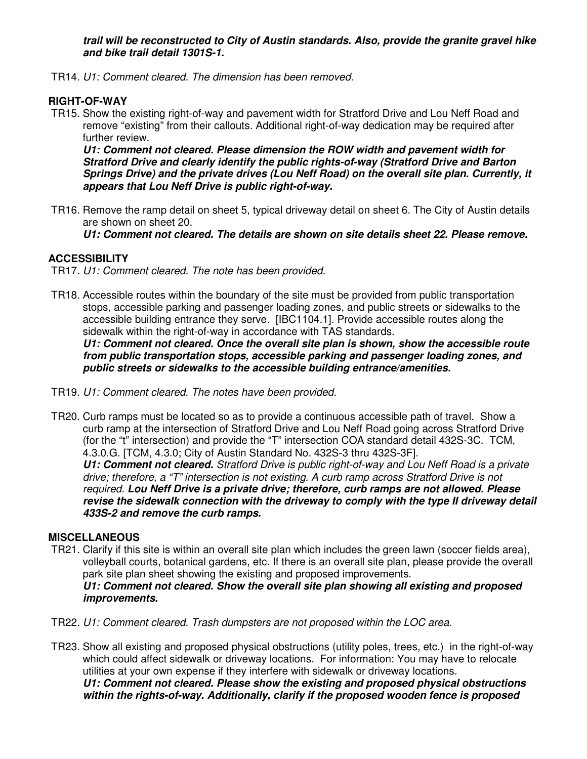***trail will be reconstructed to City of Austin standards. Also, provide the granite gravel hike and bike trail detail 1301S-1.***

TR14. *U1: Comment cleared. The dimension has been removed.*

## RIGHT-OF-WAY

TR15. Show the existing right-of-way and pavement width for Stratford Drive and Lou Neff Road and remove "existing" from their callouts. Additional right-of-way dedication may be required after further review.
***U1: Comment not cleared. Please dimension the ROW width and pavement width for Stratford Drive and clearly identify the public rights-of-way (Stratford Drive and Barton Springs Drive) and the private drives (Lou Neff Road) on the overall site plan. Currently, it appears that Lou Neff Drive is public right-of-way.***

TR16. Remove the ramp detail on sheet 5, typical driveway detail on sheet 6. The City of Austin details are shown on sheet 20.
***U1: Comment not cleared. The details are shown on site details sheet 22. Please remove.***

## ACCESSIBILITY

TR17. *U1: Comment cleared. The note has been provided.*

TR18. Accessible routes within the boundary of the site must be provided from public transportation stops, accessible parking and passenger loading zones, and public streets or sidewalks to the accessible building entrance they serve. [IBC1104.1]. Provide accessible routes along the sidewalk within the right-of-way in accordance with TAS standards.
***U1: Comment not cleared. Once the overall site plan is shown, show the accessible route from public transportation stops, accessible parking and passenger loading zones, and public streets or sidewalks to the accessible building entrance/amenities.***

TR19. *U1: Comment cleared. The notes have been provided.*

TR20. Curb ramps must be located so as to provide a continuous accessible path of travel. Show a curb ramp at the intersection of Stratford Drive and Lou Neff Road going across Stratford Drive (for the "t" intersection) and provide the "T" intersection COA standard detail 432S-3C. TCM, 4.3.0.G. [TCM, 4.3.0; City of Austin Standard No. 432S-3 thru 432S-3F].
***U1: Comment not cleared.*** *Stratford Drive is public right-of-way and Lou Neff Road is a private drive; therefore, a "T" intersection is not existing. A curb ramp across Stratford Drive is not required.* ***Lou Neff Drive is a private drive; therefore, curb ramps are not allowed. Please revise the sidewalk connection with the driveway to comply with the type II driveway detail 433S-2 and remove the curb ramps.***

## MISCELLANEOUS

TR21. Clarify if this site is within an overall site plan which includes the green lawn (soccer fields area), volleyball courts, botanical gardens, etc. If there is an overall site plan, please provide the overall park site plan sheet showing the existing and proposed improvements.
***U1: Comment not cleared. Show the overall site plan showing all existing and proposed improvements.***

TR22. *U1: Comment cleared. Trash dumpsters are not proposed within the LOC area.*

TR23. Show all existing and proposed physical obstructions (utility poles, trees, etc.) in the right-of-way which could affect sidewalk or driveway locations. For information: You may have to relocate utilities at your own expense if they interfere with sidewalk or driveway locations.
***U1: Comment not cleared. Please show the existing and proposed physical obstructions within the rights-of-way. Additionally, clarify if the proposed wooden fence is proposed***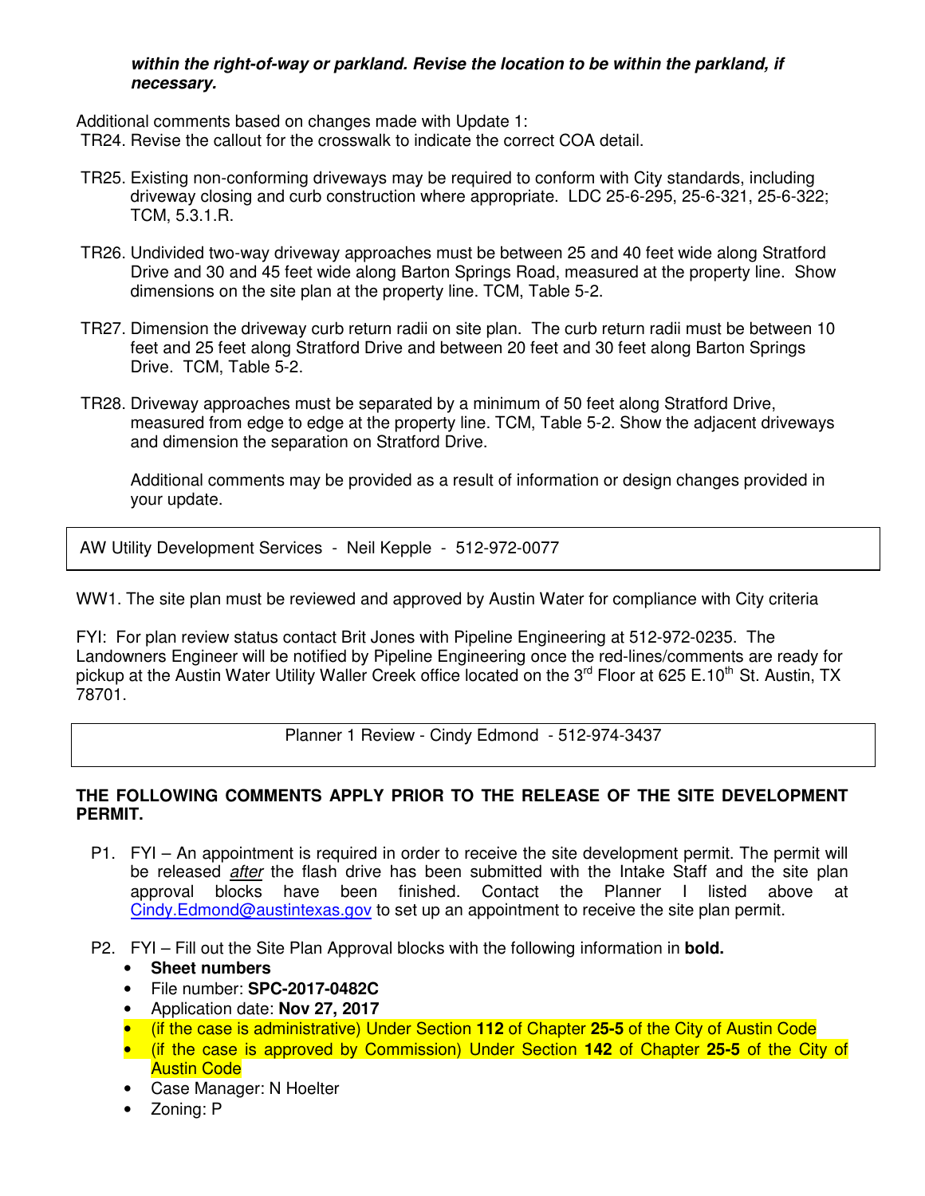***within the right-of-way or parkland. Revise the location to be within the parkland, if necessary.***

Additional comments based on changes made with Update 1:

TR24. Revise the callout for the crosswalk to indicate the correct COA detail.

TR25. Existing non-conforming driveways may be required to conform with City standards, including driveway closing and curb construction where appropriate. LDC 25-6-295, 25-6-321, 25-6-322; TCM, 5.3.1.R.

TR26. Undivided two-way driveway approaches must be between 25 and 40 feet wide along Stratford Drive and 30 and 45 feet wide along Barton Springs Road, measured at the property line. Show dimensions on the site plan at the property line. TCM, Table 5-2.

TR27. Dimension the driveway curb return radii on site plan. The curb return radii must be between 10 feet and 25 feet along Stratford Drive and between 20 feet and 30 feet along Barton Springs Drive. TCM, Table 5-2.

TR28. Driveway approaches must be separated by a minimum of 50 feet along Stratford Drive, measured from edge to edge at the property line. TCM, Table 5-2. Show the adjacent driveways and dimension the separation on Stratford Drive.

Additional comments may be provided as a result of information or design changes provided in your update.

AW Utility Development Services - Neil Kepple - 512-972-0077

WW1. The site plan must be reviewed and approved by Austin Water for compliance with City criteria

FYI: For plan review status contact Brit Jones with Pipeline Engineering at 512-972-0235. The Landowners Engineer will be notified by Pipeline Engineering once the red-lines/comments are ready for pickup at the Austin Water Utility Waller Creek office located on the 3rd Floor at 625 E.10th St. Austin, TX 78701.

Planner 1 Review - Cindy Edmond - 512-974-3437

**THE FOLLOWING COMMENTS APPLY PRIOR TO THE RELEASE OF THE SITE DEVELOPMENT PERMIT.**

P1. FYI – An appointment is required in order to receive the site development permit. The permit will be released *after* the flash drive has been submitted with the Intake Staff and the site plan approval blocks have been finished. Contact the Planner I listed above at Cindy.Edmond@austintexas.gov to set up an appointment to receive the site plan permit.

P2. FYI – Fill out the Site Plan Approval blocks with the following information in **bold.**

- **Sheet numbers**
- File number: **SPC-2017-0482C**
- Application date: **Nov 27, 2017**
- (if the case is administrative) Under Section **112** of Chapter **25-5** of the City of Austin Code
- (if the case is approved by Commission) Under Section **142** of Chapter **25-5** of the City of Austin Code
- Case Manager: N Hoelter
- Zoning: P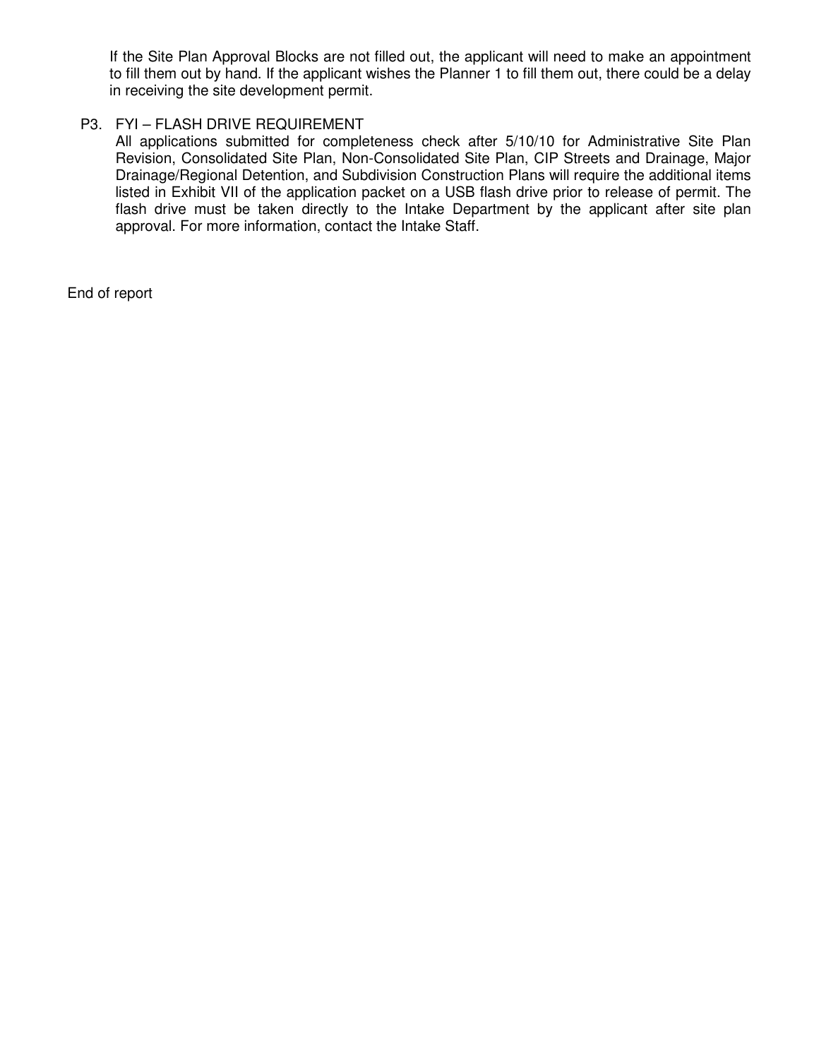If the Site Plan Approval Blocks are not filled out, the applicant will need to make an appointment to fill them out by hand. If the applicant wishes the Planner 1 to fill them out, there could be a delay in receiving the site development permit.

P3. FYI – FLASH DRIVE REQUIREMENT
All applications submitted for completeness check after 5/10/10 for Administrative Site Plan Revision, Consolidated Site Plan, Non-Consolidated Site Plan, CIP Streets and Drainage, Major Drainage/Regional Detention, and Subdivision Construction Plans will require the additional items listed in Exhibit VII of the application packet on a USB flash drive prior to release of permit. The flash drive must be taken directly to the Intake Department by the applicant after site plan approval. For more information, contact the Intake Staff.

End of report